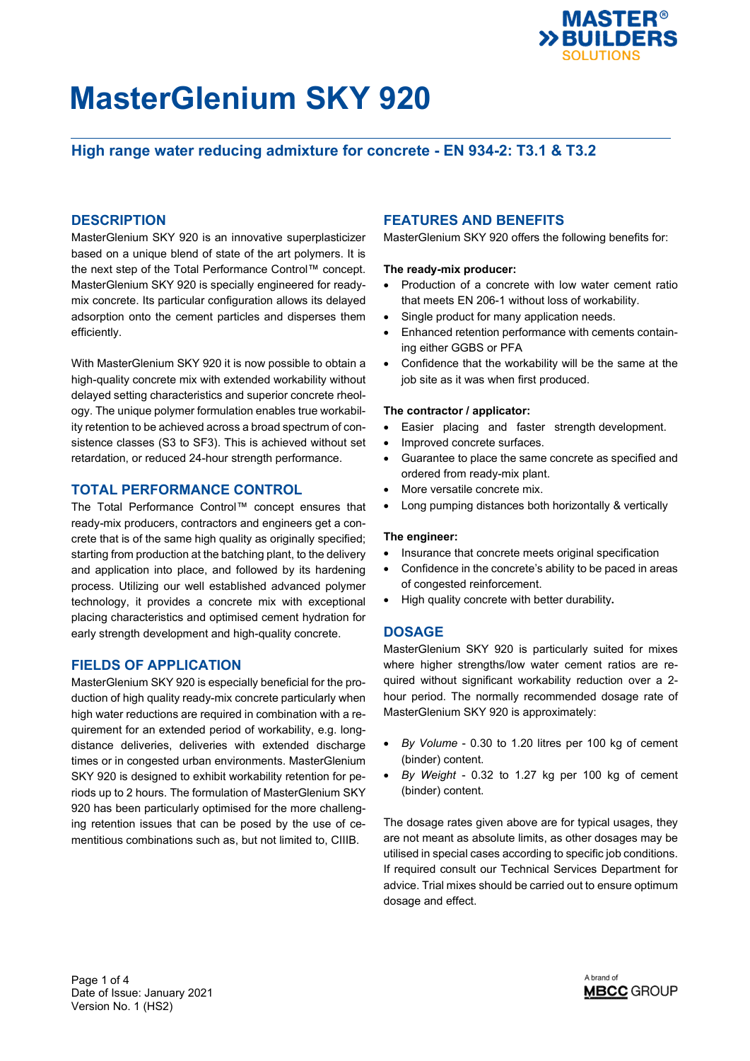# MasterGlenium SKY 920

## High range water reducing admixture for concrete - EN 934-2: T3.1 & T3.2

## DESCRIPTION

MasterGlenium SKY 920 is an innovative superplasticizer based on a unique blend of state of the art polymers. It is the next step of the Total Performance Control™ concept. MasterGlenium SKY 920 is specially engineered for ready-mix concrete. Its particular configuration allows its delayed adsorption onto the cement particles and disperses them efficiently.

With MasterGlenium SKY 920 it is now possible to obtain a high-quality concrete mix with extended workability without delayed setting characteristics and superior concrete rheology. The unique polymer formulation enables true workability retention to be achieved across a broad spectrum of consistence classes (S3 to SF3). This is achieved without set retardation, or reduced 24-hour strength performance.

## TOTAL PERFORMANCE CONTROL

The Total Performance Control™ concept ensures that ready-mix producers, contractors and engineers get a concrete that is of the same high quality as originally specified; starting from production at the batching plant, to the delivery and application into place, and followed by its hardening process. Utilizing our well established advanced polymer technology, it provides a concrete mix with exceptional placing characteristics and optimised cement hydration for early strength development and high-quality concrete.

## FIELDS OF APPLICATION

MasterGlenium SKY 920 is especially beneficial for the production of high quality ready-mix concrete particularly when high water reductions are required in combination with a requirement for an extended period of workability, e.g. long-distance deliveries, deliveries with extended discharge times or in congested urban environments. MasterGlenium SKY 920 is designed to exhibit workability retention for periods up to 2 hours. The formulation of MasterGlenium SKY 920 has been particularly optimised for the more challenging retention issues that can be posed by the use of cementitious combinations such as, but not limited to, CIIIB.

## FEATURES AND BENEFITS

MasterGlenium SKY 920 offers the following benefits for:

**The ready-mix producer:**

- Production of a concrete with low water cement ratio that meets EN 206-1 without loss of workability.
- Single product for many application needs.
- Enhanced retention performance with cements containing either GGBS or PFA
- Confidence that the workability will be the same at the job site as it was when first produced.

**The contractor / applicator:**

- Easier placing and faster strength development.
- Improved concrete surfaces.
- Guarantee to place the same concrete as specified and ordered from ready-mix plant.
- More versatile concrete mix.
- Long pumping distances both horizontally & vertically

**The engineer:**

- Insurance that concrete meets original specification
- Confidence in the concrete's ability to be paced in areas of congested reinforcement.
- High quality concrete with better durability.

## DOSAGE

MasterGlenium SKY 920 is particularly suited for mixes where higher strengths/low water cement ratios are required without significant workability reduction over a 2-hour period. The normally recommended dosage rate of MasterGlenium SKY 920 is approximately:

- *By Volume* - 0.30 to 1.20 litres per 100 kg of cement (binder) content.
- *By Weight* - 0.32 to 1.27 kg per 100 kg of cement (binder) content.

The dosage rates given above are for typical usages, they are not meant as absolute limits, as other dosages may be utilised in special cases according to specific job conditions. If required consult our Technical Services Department for advice. Trial mixes should be carried out to ensure optimum dosage and effect.

Date of Issue: January 2021
Version No. 1 (HS2)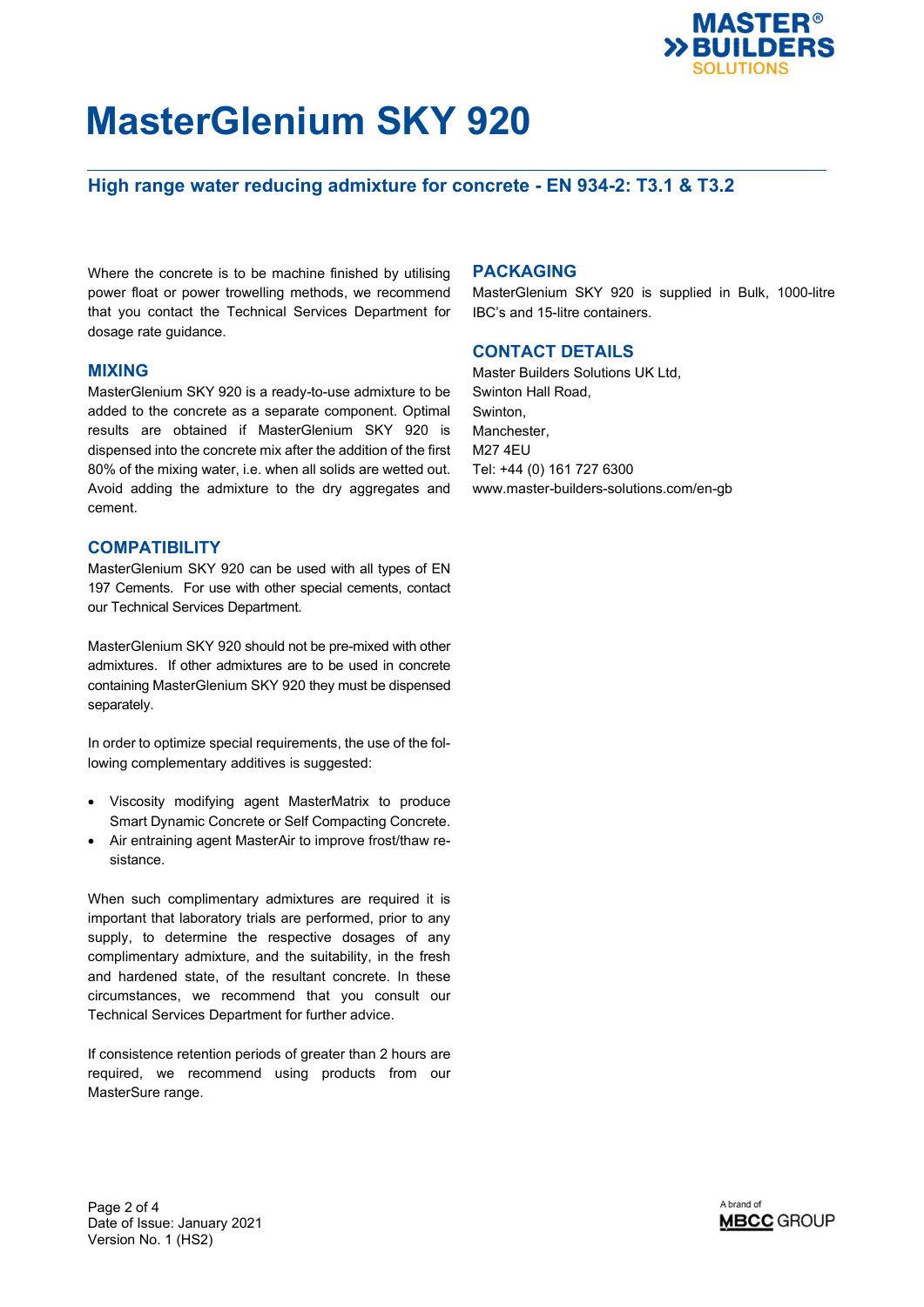# MasterGlenium SKY 920

## High range water reducing admixture for concrete - EN 934-2: T3.1 & T3.2

Where the concrete is to be machine finished by utilising power float or power trowelling methods, we recommend that you contact the Technical Services Department for dosage rate guidance.

### MIXING

MasterGlenium SKY 920 is a ready-to-use admixture to be added to the concrete as a separate component. Optimal results are obtained if MasterGlenium SKY 920 is dispensed into the concrete mix after the addition of the first 80% of the mixing water, i.e. when all solids are wetted out. Avoid adding the admixture to the dry aggregates and cement.

### COMPATIBILITY

MasterGlenium SKY 920 can be used with all types of EN 197 Cements. For use with other special cements, contact our Technical Services Department.

MasterGlenium SKY 920 should not be pre-mixed with other admixtures. If other admixtures are to be used in concrete containing MasterGlenium SKY 920 they must be dispensed separately.

In order to optimize special requirements, the use of the following complementary additives is suggested:

- Viscosity modifying agent MasterMatrix to produce Smart Dynamic Concrete or Self Compacting Concrete.
- Air entraining agent MasterAir to improve frost/thaw resistance.

When such complimentary admixtures are required it is important that laboratory trials are performed, prior to any supply, to determine the respective dosages of any complimentary admixture, and the suitability, in the fresh and hardened state, of the resultant concrete. In these circumstances, we recommend that you consult our Technical Services Department for further advice.

If consistence retention periods of greater than 2 hours are required, we recommend using products from our MasterSure range.

### PACKAGING

MasterGlenium SKY 920 is supplied in Bulk, 1000-litre IBC's and 15-litre containers.

### CONTACT DETAILS

Master Builders Solutions UK Ltd,
Swinton Hall Road,
Swinton,
Manchester,
M27 4EU
Tel: +44 (0) 161 727 6300
www.master-builders-solutions.com/en-gb

Date of Issue: January 2021
Version No. 1 (HS2)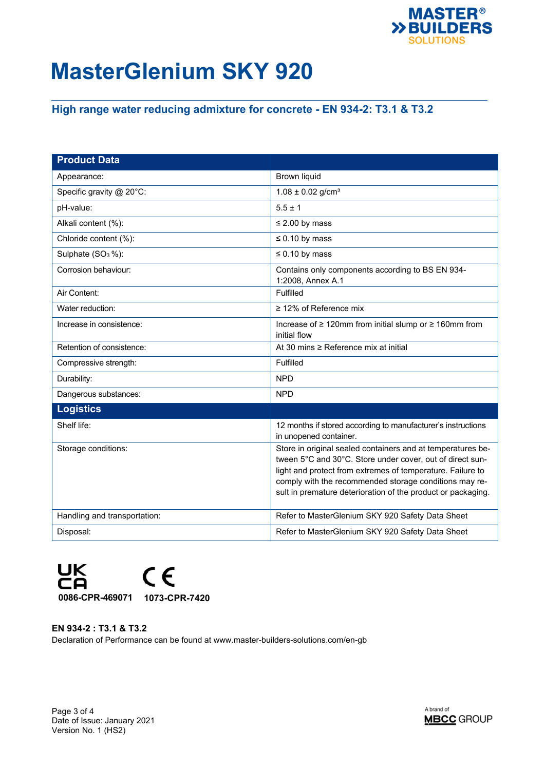# MasterGlenium SKY 920

## High range water reducing admixture for concrete - EN 934-2: T3.1 & T3.2

| Product Data | |
|---|---|
| Appearance: | Brown liquid |
| Specific gravity @ 20°C: | 1.08 ± 0.02 g/cm³ |
| pH-value: | 5.5 ± 1 |
| Alkali content (%): | ≤ 2.00 by mass |
| Chloride content (%): | ≤ 0.10 by mass |
| Sulphate ($SO_3$ %): | ≤ 0.10 by mass |
| Corrosion behaviour: | Contains only components according to BS EN 934-1:2008, Annex A.1 |
| Air Content: | Fulfilled |
| Water reduction: | ≥ 12% of Reference mix |
| Increase in consistence: | Increase of ≥ 120mm from initial slump or ≥ 160mm from initial flow |
| Retention of consistence: | At 30 mins ≥ Reference mix at initial |
| Compressive strength: | Fulfilled |
| Durability: | NPD |
| Dangerous substances: | NPD |
| **Logistics** | |
| Shelf life: | 12 months if stored according to manufacturer's instructions in unopened container. |
| Storage conditions: | Store in original sealed containers and at temperatures between 5°C and 30°C. Store under cover, out of direct sunlight and protect from extremes of temperature. Failure to comply with the recommended storage conditions may result in premature deterioration of the product or packaging. |
| Handling and transportation: | Refer to MasterGlenium SKY 920 Safety Data Sheet |
| Disposal: | Refer to MasterGlenium SKY 920 Safety Data Sheet |

UKCA 0086-CPR-469071 CE 1073-CPR-7420

**EN 934-2 : T3.1 & T3.2**

Declaration of Performance can be found at www.master-builders-solutions.com/en-gb

Date of Issue: January 2021
Version No. 1 (HS2)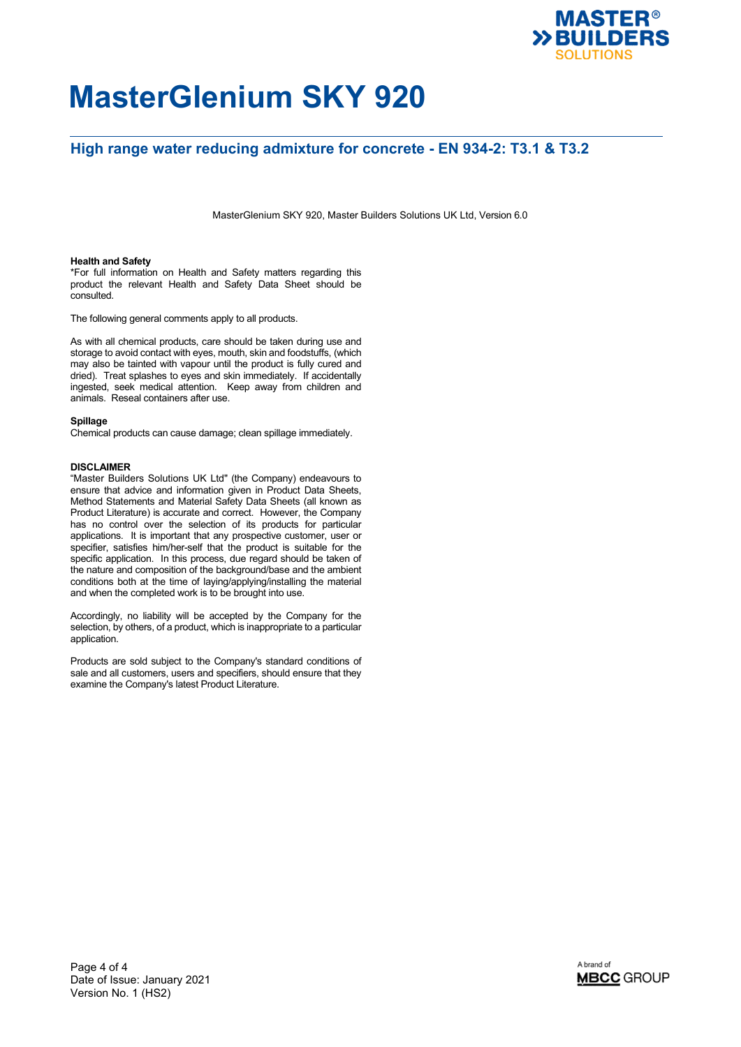# MasterGlenium SKY 920

## High range water reducing admixture for concrete - EN 934-2: T3.1 & T3.2

MasterGlenium SKY 920, Master Builders Solutions UK Ltd, Version 6.0

**Health and Safety**
*For full information on Health and Safety matters regarding this product the relevant Health and Safety Data Sheet should be consulted.

The following general comments apply to all products.

As with all chemical products, care should be taken during use and storage to avoid contact with eyes, mouth, skin and foodstuffs, (which may also be tainted with vapour until the product is fully cured and dried). Treat splashes to eyes and skin immediately. If accidentally ingested, seek medical attention. Keep away from children and animals. Reseal containers after use.

**Spillage**
Chemical products can cause damage; clean spillage immediately.

**DISCLAIMER**
“Master Builders Solutions UK Ltd" (the Company) endeavours to ensure that advice and information given in Product Data Sheets, Method Statements and Material Safety Data Sheets (all known as Product Literature) is accurate and correct. However, the Company has no control over the selection of its products for particular applications. It is important that any prospective customer, user or specifier, satisfies him/her-self that the product is suitable for the specific application. In this process, due regard should be taken of the nature and composition of the background/base and the ambient conditions both at the time of laying/applying/installing the material and when the completed work is to be brought into use.

Accordingly, no liability will be accepted by the Company for the selection, by others, of a product, which is inappropriate to a particular application.

Products are sold subject to the Company's standard conditions of sale and all customers, users and specifiers, should ensure that they examine the Company's latest Product Literature.

Date of Issue: January 2021
Version No. 1 (HS2)